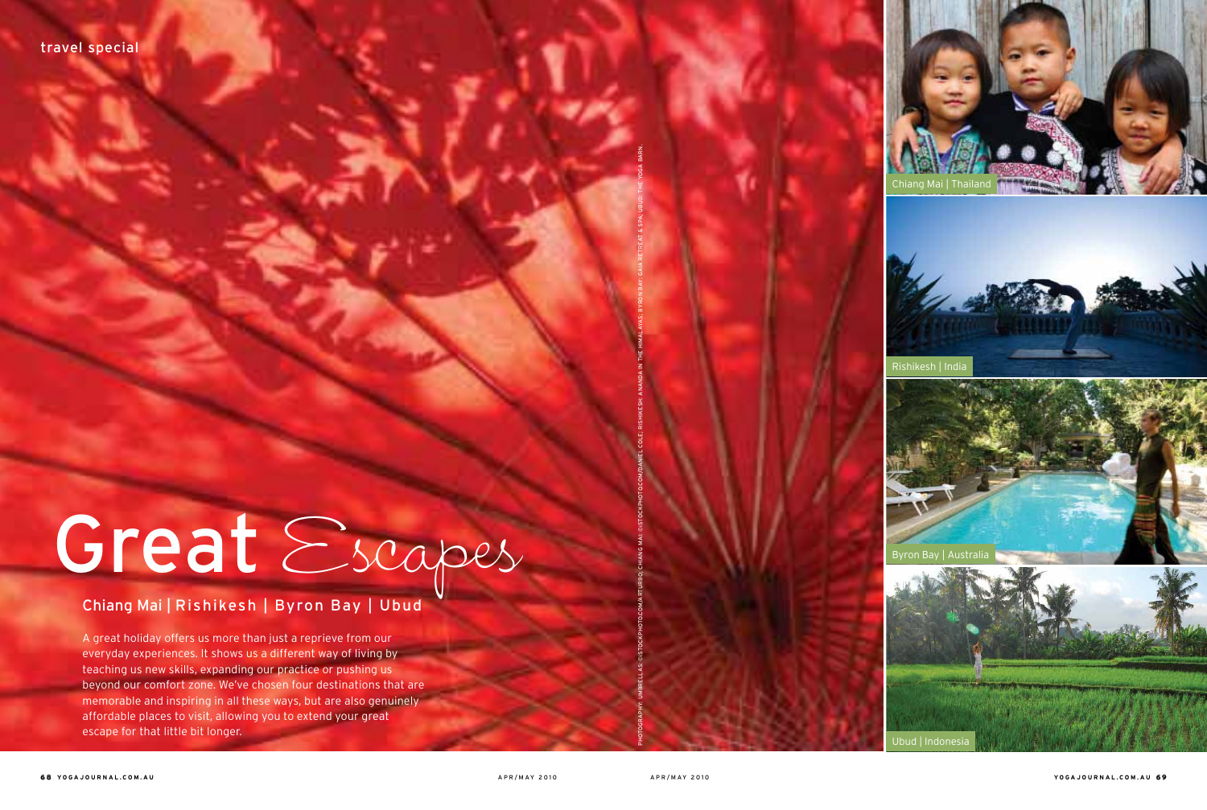travel special

# Great Escapes

## Chiang Mai | Rishikesh | Byron Bay | Ubud

A great holiday offers us more than just a reprieve from our everyday experiences. It shows us a different way of living by teaching us new skills, expanding our practice or pushing us beyond our comfort zone. We've chosen four destinations that are memorable and inspiring in all these ways, but are also genuinely affordable places to visit, allowing you to extend your great escape for that little bit longer.

PHOTOGRAPHY: UMBRELLAS: ©ISTOCKPHOTO.COM/ATURBO; CHIANG MAI: ©ISTOCKPHOTO.COM/DANIEL COLE; RISHIKESH: ANANDA IN THE HIMALAYAS; BYRON BAY: GAIA RETREAT & SPA; UBUD: THE YOGA BARN.

Chiang Mai | Thailand

Rishikesh | India

Byron Bay | Australia

Ubud | Indonesia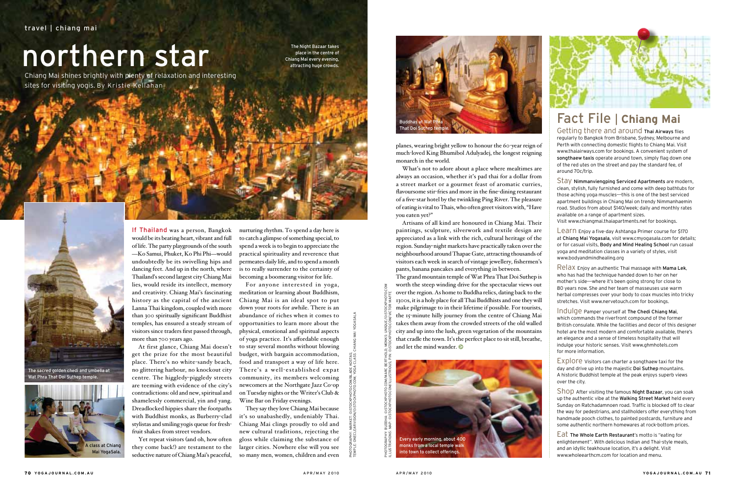# northern star

Chiang Mai shines brightly with plenty of relaxation and interesting sites for visiting yogis. By Kristie Kellahan

The Night Bazaar takes place in the centre of Chiang Mai every evening, attracting huge crowds.

The sacred golden chedi and umbella at Wat Phra That Doi Suthep temple.

A class at Chiang Mai YogaSala.

If Thailand was a person, Bangkok would be its beating heart, vibrant and full of life. The party playgrounds of the south—Ko Samui, Phuket, Ko Phi Phi—would undoubtedly be its swivelling hips and dancing feet. And up in the north, where Thailand's second largest city Chiang Mai lies, would reside its intellect, memory and creativity. Chiang Mai's fascinating history as the capital of the ancient Lanna Thai kingdom, coupled with more than 300 spiritually significant Buddhist temples, has ensured a steady stream of visitors since traders first passed through, more than 700 years ago.

At first glance, Chiang Mai doesn't get the prize for the most beautiful place. There's no white-sandy beach, no glittering harbour, no knockout city centre. The higgledy-piggledy streets are teeming with evidence of the city's contradictions: old and new, spiritual and shamelessly commercial, yin and yang. Dreadlocked hippies share the footpaths with Buddhist monks, as Burberry-clad stylistas and smiling yogis queue for fresh-fruit shakes from street vendors.

Yet repeat visitors (and oh, how often they come back!) are testament to the seductive nature of Chiang Mai's peaceful, nurturing rhythm. To spend a day here is to catch a glimpse of something special, to spend a week is to begin to appreciate the practical spirituality and reverence that permeates daily life, and to spend a month is to really surrender to the certainty of becoming a boomerang visitor for life.

For anyone interested in yoga, meditation or learning about Buddhism, Chiang Mai is an ideal spot to put down your roots for awhile. There is an abundance of riches when it comes to opportunities to learn more about the physical, emotional and spiritual aspects of yoga practice. It's affordable enough to stay several months without blowing budget, with bargain accommodation, food and transport a way of life here. There's a well-established expat community, its members welcoming newcomers at the Northgate Jazz Co-op on Tuesday nights or the Writer's Club & Wine Bar on Friday evenings.

They say they love Chiang Mai because it's so unabashedly, undeniably Thai. Chiang Mai clings proudly to old and new cultural traditions, rejecting the gloss while claiming the substance of larger cities. Nowhere else will you see so many men, women, children and even planes, wearing bright yellow to honour the 60-year reign of much-loved King Bhumibol Adulyadej, the longest reigning monarch in the world.

What's not to adore about a place where mealtimes are always an occasion, whether it's pad thai for a dollar from a street market or a gourmet feast of aromatic curries, flavoursome stir-fries and more in the fine-dining restaurant of a five-star hotel by the twinkling Ping River. The pleasure of eating is vital to Thais, who often greet visitors with, "Have you eaten yet?"

Artisans of all kind are honoured in Chiang Mai. Their paintings, sculpture, silverwork and textile design are appreciated as a link with the rich, cultural heritage of the region. Sunday-night markets have practically taken over the neighbourhood around Thapae Gate, attracting thousands of visitors each week in search of vintage jewellery, fishermen's pants, banana pancakes and everything in between.

The grand mountain temple of Wat Phra That Doi Suthep is worth the steep winding drive for the spectacular views out over the region. As home to Buddha relics, dating back to the 1300s, it is a holy place for all Thai Buddhists and one they will make pilgrimage to in their lifetime if possible. For tourists, the 15-minute hilly journey from the centre of Chiang Mai takes them away from the crowded streets of the old walled city and up into the lush, green vegetation of the mountains that cradle the town. It's the perfect place to sit still, breathe, and let the mind wander.

Buddhas at Wat Phra That Doi Suthep temple.

Every early morning, about 400 monks from a local temple walk into town to collect offerings.

PHOTOGRAPHY: MARKET: ©ISTOCKPHOTO.COM/BLADE_KOSTAS. TEMPLE: ONECLEARVISION/©ISTOCKPHOTO.COM. YOGA CLASS: CHIANG MAI YOGASALA

PHOTOGRAPHY: BUDDHA: ©ISTOCKPHOTO.COM/MARC BERTHOLD. MONKS: UNIQUE/©ISTOCKPHOTO.COM. ILLUSTRATIONS: MAP: ©ISTOCKPHOTO.COM/ILLUSTYPHOTOS. PIN: ©ISTOCKPHOTO.COM/VECTOR MAFFE

# Fact File | Chiang Mai

**Getting there and around** **Thai Airways** flies regularly to Bangkok from Brisbane, Sydney, Melbourne and Perth with connecting domestic flights to Chiang Mai. Visit www.thaiairways.com for bookings. A convenient system of **songthaew taxis** operate around town, simply flag down one of the red utes on the street and pay the standard fee, of around 70c/trip.

**Stay** **Nimmanviengping Serviced Apartments** are modern, clean, stylish, fully furnished and come with deep bathtubs for those aching yoga muscles—this is one of the best serviced apartment buildings in Chiang Mai on trendy Nimmanhaemin road. Studios from about $140/week; daily and monthly rates available on a range of apartment sizes. Visit www.chiangmai.thaiapartments.net for bookings.

**Learn** Enjoy a five-day Ashtanga Primer course for $170 at **Chiang Mai Yogasala**, visit www.cmyogasala.com for details; or for casual visits, **Body and Mind Healing School** run casual yoga and meditation classes in a variety of styles, visit www.bodyandmindhealing.org

**Relax** Enjoy an authentic Thai massage with **Mama Lek**, who has had the technique handed down to her on her mother's side—where it's been going strong for close to 80 years now. She and her team of masseuses use warm herbal compresses over your body to coax muscles into tricky stretches. Visit www.nervetouch.com for bookings.

**Indulge** Pamper yourself at **The Chedi Chiang Mai**, which commands the riverfront compound of the former British consulate. While the facilities and decor of this designer hotel are the most modern and comfortable available, there's an elegance and a sense of timeless hospitality that will indulge your historic senses. Visit www.ghmhotels.com for more information.

**Explore** Visitors can charter a songthaew taxi for the day and drive up into the majestic **Doi Suthep** mountains. A historic Buddhist temple at the peak enjoys superb views over the city.

**Shop** After visiting the famous **Night Bazaar**, you can soak up the authentic vibe at the **Walking Street Market** held every Sunday on Ratchadamnoen road. Traffic is blocked off to clear the way for pedestrians, and stallholders offer everything from handmade pooch clothes, to painted postcards, furniture and some authentic northern homewares at rock-bottom prices.

**Eat** **The Whole Earth Restaurant**'s motto is "eating for enlightenment". With delicious Indian and Thai-style meals, and an idyllic teakhouse location, it's a delight. Visit www.wholeearthcm.com for location and menu.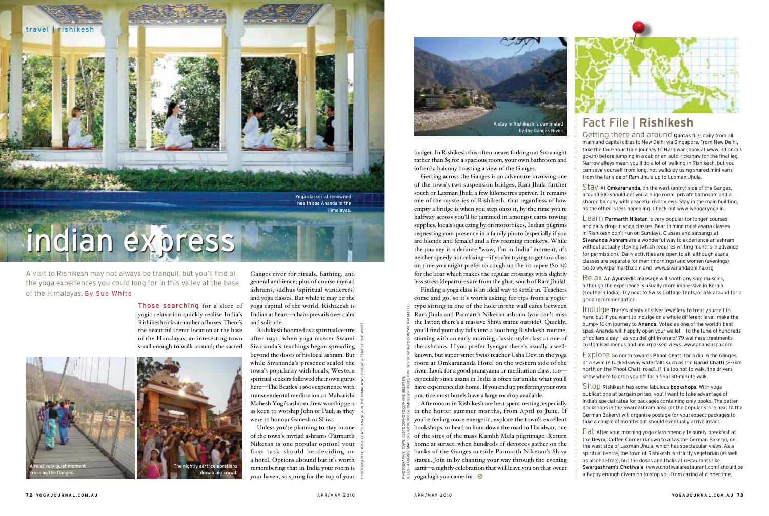# indian express

A visit to Rishikesh may not always be tranquil, but you'll find all the yoga experiences you could long for in this valley at the base of the Himalayas. By Sue White

Yoga classes at renowned health spa Ananda in the Himalayas.

A relatively quiet moment crossing the Ganges.

The nightly aarti celebrations draw a big crowd.

Those searching for a slice of yogic relaxation quickly realise India's Rishikesh ticks a number of boxes. There's the beautiful scenic location at the base of the Himalayas; an interesting town small enough to walk around; the sacred Ganges river for rituals, bathing, and general ambience; plus of course myriad ashrams, sadhus (spiritual wanderers) and yoga classes. But while it may be the yoga capital of the world, Rishikesh is Indian at heart—chaos prevails over calm and solitude.

Rishikesh boomed as a spiritual centre after 1932, when yoga master Swami Sivananda's teachings began spreading beyond the doors of his local ashram. But while Sivananda's presence sealed the town's popularity with locals, Western spiritual seekers followed their own gurus here—The Beatles' 1960s experience with transcendental meditation at Maharishi Mahesh Yogi's ashram drew worshippers as keen to worship John or Paul, as they were to honour Ganesh or Shiva.

Unless you're planning to stay in one of the town's myriad ashrams (Parmarth Niketan is one popular option) your first task should be deciding on a hotel. Options abound but it's worth remembering that in India your room is your haven, so spring for the top of your budget. In Rishikesh this often means forking out $10 a night rather than $5 for a spacious room, your own bathroom and (often) a balcony boasting a view of the Ganges.

A stay in Rishikesh is dominated by the Ganges River.

Getting across the Ganges is an adventure involving one of the town's two suspension bridges, Ram Jhula further south or Laxman Jhula a few kilometres upriver. It remains one of the mysteries of Rishikesh, that regardless of how empty a bridge is when you step onto it, by the time you're halfway across you'll be jammed in amongst carts towing supplies, locals squeezing by on motorbikes, Indian pilgrims requesting your presence in a family photo (especially if you are blonde and female) and a few roaming monkeys. While the journey is a definite "wow, I'm in India" moment, it's neither speedy nor relaxing—if you're trying to get to a class on time you might prefer to cough up the 10 rupee ($0.25) for the boat which makes the regular crossings with slightly less stress (departures are from the ghat, south of Ram Jhula).

Finding a yoga class is an ideal way to settle in. Teachers come and go, so it's worth asking for tips from a yogic-type sitting in one of the hole-in-the wall cafes between Ram Jhula and Parmarth Niketan ashram (you can't miss the latter; there's a massive Shiva statue outside). Quickly, you'll find your day falls into a soothing Rishikesh routine, starting with an early morning classic-style class at one of the ashrams. If you prefer Iyengar there's usually a well-known, but super-strict Swiss teacher Usha Devi in the yoga room at Omkarananda Hotel on the western side of the river. Look for a good pranayama or meditation class, too—especially since asana in India is often far unlike what you'll have experienced at home. If you end up preferring your own practice most hotels have a large rooftop available.

Afternoons in Rishikesh are best spent resting, especially in the hotter summer months, from April to June. If you're feeling more energetic, explore the town's excellent bookshops, or head an hour down the road to Haridwar, one of the sites of the mass Kumbh Mela pilgrimage. Return home at sunset, when hundreds of devotees gather on the banks of the Ganges outside Parmarth Niketan's Shiva statue. Join in by chanting your way through the evening aarti—a nightly celebration that will leave you on that sweet yoga high you came for.

PHOTOGRAPHY: YOGA CLASS: ANANDA IN THE HIMALAYAS; BRIDGE & TEMPLE: SUE WHITE. PHOTOGRAPHY: TOWN: ©ISTOCKPHOTO.COM/NIE BEERTEN; ILLUSTRATIONS: MAP: ©ISTOCKPHOTO.COM/ILLUSTRIOUS; PIN: ©ISTOCKPHOTO.COM/VICTOR MAFFE

## Fact File | Rishikesh

**Getting there and around** **Qantas** flies daily from all mainland capital cities to New Delhi via Singapore. From New Delhi, take the four-hour train journey to Haridwar (book at www.indianrail.gov.in) before jumping in a cab or an auto-rickshaw for the final leg. Narrow alleys mean you'll do a lot of walking in Rishikesh, but you can save yourself from long, hot walks by using shared mini-vans from the far side of Ram Jhula up to Luxman Jhula.

**Stay** At **Omkarananda**, on the west (entry) side of the Ganges, around $10 should get you a huge room, private bathroom and a shared balcony with peaceful river views. Stay in the main building, as the other is less appealing. Check out www.iyengaryoga.in

**Learn** **Parmarth Niketan** is very popular for longer courses and daily drop-in yoga classes. Bear in mind most asana classes in Rishikesh don't run on Sundays. Classes and satsangs at **Sivananda Ashram** are a wonderful way to experience an ashram without actually staying (which requires writing months in advance for permission). Daily activities are open to all, although asana classes are separate for men (mornings) and women (evenings). Go to www.parmarth.com and www.sivanandaonline.org

**Relax** An **Ayurvedic massage** will sooth any sore muscles, although the experience is usually more impressive in Kerala (southern India). Try next to Swiss Cottage Tents, or ask around for a good recommendation.

**Indulge** There's plenty of silver jewellery to treat yourself to here, but if you want to indulge on a whole different level, make the bumpy 16km journey to **Ananda**. Voted as one of the world's best spas, Ananda will happily open your wallet—to the tune of hundreds of dollars a day—as you delight in one of 79 wellness treatments, customised menus and unsurpassed views. www.anandaspa.com

**Explore** Go north towards **Phool Chatti** for a dip in the Ganges, or a swim in tucked-away waterfalls such as the **Garud Chatti** (2-3km north on the Phool Chatti road). If it's too hot to walk, the drivers know where to drop you off for a final 30-minute walk.

**Shop** Rishikesh has some fabulous **bookshops**. With yoga publications at bargain prices, you'll want to take advantage of India's special rates for packages containing only books. The better bookshops in the Swargashram area (or the popular store next to the German Bakery) will organise postage for you; expect packages to take a couple of months but should eventually arrive intact.

**Eat** After your morning yoga class spend a leisurely breakfast at the **Devraj Coffee Corner** (known to all as the German Bakery), on the west side of Laxman Jhula, which has spectacular views. As a spiritual centre, the town of Rishikesh is strictly vegetarian (as well as alcohol-free), but the dosas and thalis at restaurants like **Swargashram's Chotiwala** (www.chotiwalarestaurant.com) should be a happy enough diversion to stop you from caring at dinnertime.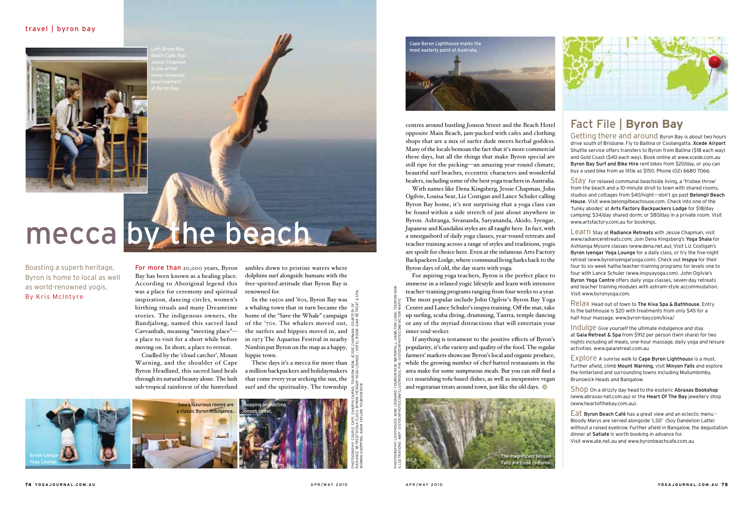# mecca by the beach

Boasting a superb heritage, Byron is home to local as well as world-renowned yogis. By Kris McIntyre

Left: Bryon Bay Beach Cafe. Top: Jessie Chapman is one of the many renowned local teachers at Byron Bay.

**For more than** 20,000 years, Byron Bay has been known as a healing place. According to Aboriginal legend this was a place for ceremony and spiritual inspiration, dancing circles, women's birthing rituals and many Dreamtime stories. The indigenous owners, the Bundjalong, named this sacred land Cavvanbah, meaning "meeting place"—a place to visit for a short while before moving on. In short, a place to retreat.

Cradled by the 'cloud catcher', Mount Warning, and the shoulder of Cape Byron Headland, this sacred land heals through its natural beauty alone. The lush sub-tropical rainforest of the hinterland ambles down to pristine waters where dolphins surf alongside humans with the free-spirited attitude that Byron Bay is renowned for.

In the 1950s and '60s, Byron Bay was a whaling town that in turn became the home of the "Save the Whale" campaign of the '70s. The whalers moved out, the surfers and hippies moved in, and in 1973 The Aquarius Festival in nearby Nimbin put Byron on the map as a happy, hippie town.

These days it's a mecca for more than a million backpackers and holidaymakers that come every year seeking the sun, the surf and the spirituality. The township centres around bustling Jonson Street and the Beach Hotel opposite Main Beach, jam-packed with cafes and clothing shops that are a mix of surfer dude meets herbal goddess. Many of the locals bemoan the fact that it's more commercial these days, but all the things that make Byron special are still ripe for the picking—an amazing year-round climate, beautiful surf beaches, eccentric characters and wonderful healers, including some of the best yoga teachers in Australia.

With names like Dena Kingsberg, Jessie Chapman, John Ogilvie, Louisa Sear, Liz Costigan and Lance Schuler calling Byron Bay home, it's not surprising that a yoga class can be found within a side stretch of just about anywhere in Byron. Ashtanga, Sivananda, Satyananda, Akido, Iyengar, Japanese and Kundalini styles are all taught here. In fact, with a smorgasbord of daily yoga classes, year-round retreats and teacher training across a range of styles and traditions, yogis are spoilt for choice here. Even at the infamous Arts Factory Backpackers Lodge, where communal living harks back to the Byron days of old, the day starts with yoga.

For aspiring yoga teachers, Byron is the perfect place to immerse in a relaxed yogic lifestyle and learn with intensive teacher-training programs ranging from four weeks to a year. The most popular include John Ogilvie's Byron Bay Yoga Centre and Lance Schuler's inspya training. Off the mat, take up surfing, scuba diving, drumming, Tantra, temple dancing or any of the myriad distractions that will entertain your inner soul-seeker.

If anything is testament to the positive effects of Byron's popularity, it's the variety and quality of the food. The regular farmers' markets showcase Byron's local and organic produce, while the growing number of chef-hatted restaurants in the area make for some sumptuous meals. But you can still find a 101 nourishing tofu-based dishes, as well as inexpensive vegan and vegetarian treats around town, just like the old days.

Byron Iyengar Yoga Lounge.

Gaia's luxurious rooms are a classic Byron indulgence.

Shopping on bustling Jonson street.

PHOTOGRAPHY: COUPLE CAFE: SHARYN CAIRNS, TOURISM NSW. JESSIE CHAPMAN: COURTESY OF RADIANCE RETREATS/YOGA CLASS: BYRON IYENGAR YOGA LOUNGE; HOTEL ROOM: GAIA RETREAT & SPA; WOMAN SHOPPING: ADAM TAYLOR, TOURISM NSW

Cape Byron Lighthouse marks the most easterly point of Australia.

The magnificent Minyon Falls are close to Byron.

PHOTOGRAPHY: LIGHTHOUSE: MIKE LEONARD, TOURISM NSW; WATERFALL: HAMILTON LUND, TOURISM NSW. ILLUSTRATIONS: MAP: ISTOCKPHOTO.COM/ILLUSTRIOUS; PIN: ISTOCKPHOTO.COM/VICTOR MAFFE

## Fact File | Byron Bay

**Getting there and around** Byron Bay is about two hours drive south of Brisbane. Fly to Ballina or Coolangatta. **Xcede Airport** Shuttle service offers transfers to Byron from Ballina ($18 each way) and Gold Coast ($40 each way). Book online at www.xcede.com.au **Byron Bay Surf and Bike Hire** rent bikes from $20/day, or you can buy a used bike from as little as $150. Phone (02) 6680 7066.

**Stay** For relaxed communal beachside living, a 'frisbee throw' from the beach and a 10-minute stroll to town with shared rooms, studios and cottages from $40/night—don't go past **Belongil Beach House**. Visit www.belongilbeachouse.com. Check into one of the 'funky abodes' at **Arts Factory Backpackers Lodge** for $18/day camping; $34/day shared dorm; or $80/day in a private room. Visit www.artsfactory.com.au for bookings.

**Learn** Stay at **Radiance Retreats** with Jessie Chapman, visit www.radianceretreats.com; Join Dena Kingsberg's **Yoga Shala** for Ashtanga Mysore classes (www.dena.net.au); Visit Liz Costigan's **Byron Iyengar Yoga Lounge** for a daily class, or try the five-night retreat (www.byroniyengaryoga.com). Check out **Inspya** for their four to six week hatha teacher-training programs for levels one to four with Lance Schuler (www.inspyayoga.com). John Ogilvie's **Byron Yoga Centre** offers daily yoga classes, seven-day retreats and teacher training modules with ashram-style accommodation. Visit www.byronyoga.com.

**Relax** Head out of town to **The Kiva Spa & Bathhouse**. Entry to the bathhouse is $20 with treatments from only $45 for a half-hour massage. www.byron-bay.com/kiva/

**Indulge** Give yourself the ultimate indulgence and stay at **Gaia Retreat & Spa** from $912 per person (twin share) for two nights including all meals, one-hour massage, daily yoga and leisure activities. www.gaiaretreat.com.au

**Explore** A sunrise walk to **Cape Byron Lighthouse** is a must. Further afield, climb **Mount Warning**, visit **Minyon Falls** and explore the hinterland and surrounding towns including Mullumbimby, Brunswick Heads and Bangalow.

**Shop** On a drizzly day head to the esoteric **Abraxas Bookshop** (www.abraxas-net.com.au) or the **Heart Of The Bay** jewellery shop (www.heartofthebay.com.au).

**Eat** **Byron Beach Café** has a great view and an eclectic menu – Bloody Marys are served alongside 'LSD' (Soy Dandelion Latte) without a raised eyebrow. Further afield in Bangalow, the degustation dinner at **Satiate** is worth booking in advance for. Visit www.ate.net.au and www.byronbeachcafe.com.au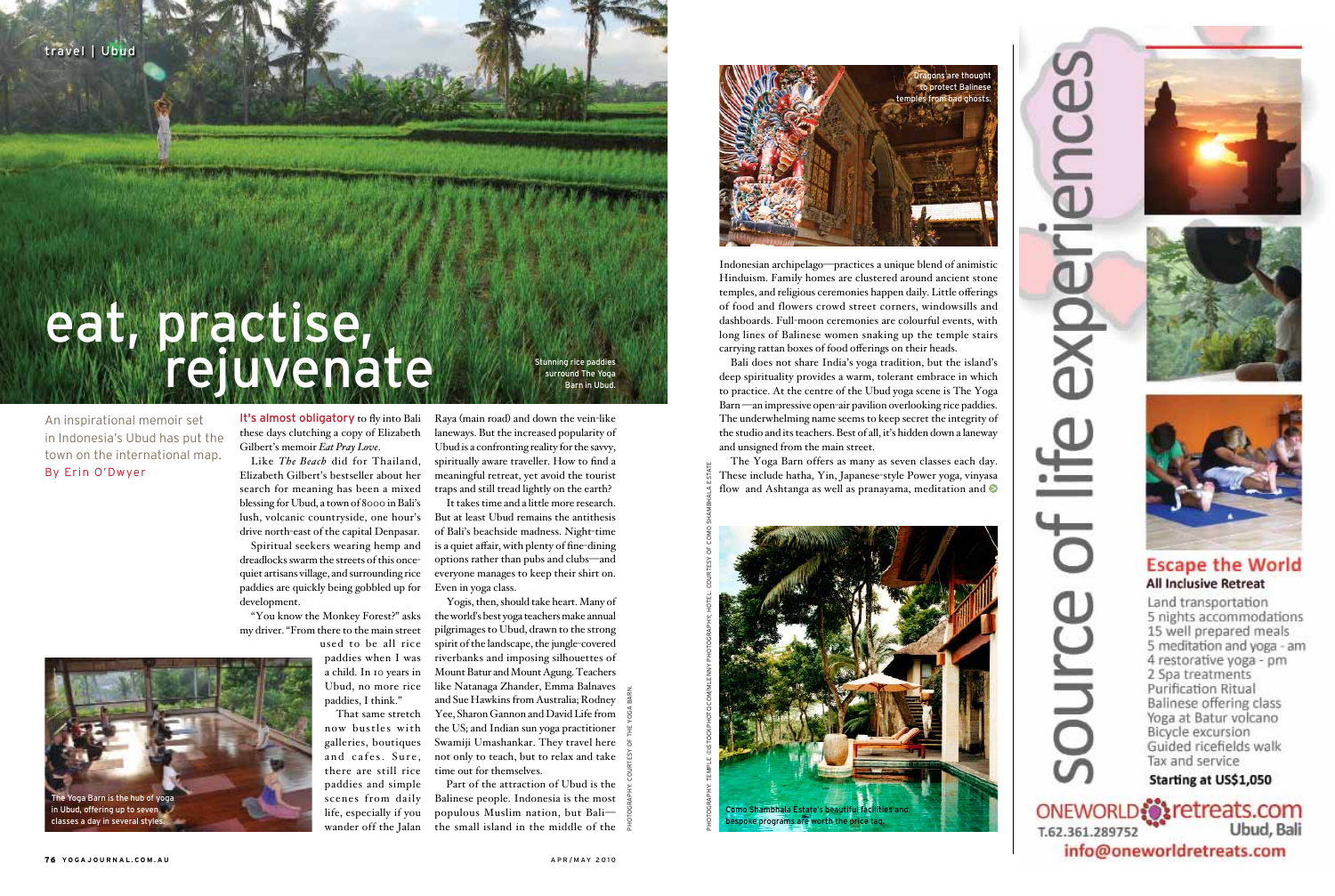# eat, practise, rejuvenate

An inspirational memoir set in Indonesia's Ubud has put the town on the international map. By Erin O'Dwyer

Stunning rice paddies surround The Yoga Barn in Ubud.

It's almost obligatory to fly into Bali these days clutching a copy of Elizabeth Gilbert's memoir *Eat Pray Love*.

Like *The Beach* did for Thailand, Elizabeth Gilbert's bestseller about her search for meaning has been a mixed blessing for Ubud, a town of 8000 in Bali's lush, volcanic countryside, one hour's drive north-east of the capital Denpasar.

Spiritual seekers wearing hemp and dreadlocks swarm the streets of this once-quiet artisans village, and surrounding rice paddies are quickly being gobbled up for development.

"You know the Monkey Forest?" asks my driver. "From there to the main street used to be all rice paddies when I was a child. In 10 years in Ubud, no more rice paddies, I think."

That same stretch now bustles with galleries, boutiques and cafes. Sure, there are still rice paddies and simple scenes from daily life, especially if you wander off the Jalan Raya (main road) and down the vein-like laneways. But the increased popularity of Ubud is a confronting reality for the savvy, spiritually aware traveller. How to find a meaningful retreat, yet avoid the tourist traps and still tread lightly on the earth?

It takes time and a little more research. But at least Ubud remains the antithesis of Bali's beachside madness. Night-time is a quiet affair, with plenty of fine-dining options rather than pubs and clubs—and everyone manages to keep their shirt on. Even in yoga class.

Yogis, then, should take heart. Many of the world's best yoga teachers make annual pilgrimages to Ubud, drawn to the strong spirit of the landscape, the jungle-covered riverbanks and imposing silhouettes of Mount Batur and Mount Agung. Teachers like Natanaga Zhander, Emma Balnaves and Sue Hawkins from Australia; Rodney Yee, Sharon Gannon and David Life from the US; and Indian sun yoga practitioner Swamiji Umashankar. They travel here not only to teach, but to relax and take time out for themselves.

Part of the attraction of Ubud is the Balinese people. Indonesia is the most populous Muslim nation, but Bali—the small island in the middle of the Indonesian archipelago—practices a unique blend of animistic Hinduism. Family homes are clustered around ancient stone temples, and religious ceremonies happen daily. Little offerings of food and flowers crowd street corners, windowsills and dashboards. Full-moon ceremonies are colourful events, with long lines of Balinese women snaking up the temple stairs carrying rattan boxes of food offerings on their heads.

Bali does not share India's yoga tradition, but the island's deep spirituality provides a warm, tolerant embrace in which to practice. At the centre of the Ubud yoga scene is The Yoga Barn—an impressive open-air pavilion overlooking rice paddies. The underwhelming name seems to keep secret the integrity of the studio and its teachers. Best of all, it's hidden down a laneway and unsigned from the main street.

The Yoga Barn offers as many as seven classes each day. These include hatha, Yin, Japanese-style Power yoga, vinyasa flow and Ashtanga as well as pranayama, meditation and

The Yoga Barn is the hub of yoga in Ubud, offering up to seven classes a day in several styles.

Dragons are thought to protect Balinese temples from bad ghosts.

Como Shambhala Estate's beautiful facilities and bespoke programs are worth the price tag.

PHOTOGRAPHY: COURTESY OF THE YOGA BARN.

PHOTOGRAPHY: TEMPLE ©ISTOCKPHOTO.COM/ILENNY PHOTOGRAPHY; HOTEL: COURTESY OF COMO SHAMBHALA ESTATE

source of life experiences

## Escape the World

**All Inclusive Retreat**

- Land transportation
- 5 nights accommodations
- 15 well prepared meals
- 5 meditation and yoga - am
- 4 restorative yoga - pm
- 2 Spa treatments
- Purification Ritual
- Balinese offering class
- Yoga at Batur volcano
- Bicycle excursion
- Guided ricefields walk
- Tax and service

**Starting at US$1,050**

ONEWORLDretreats.com
Ubud, Bali
T.62.361.289752
info@oneworldretreats.com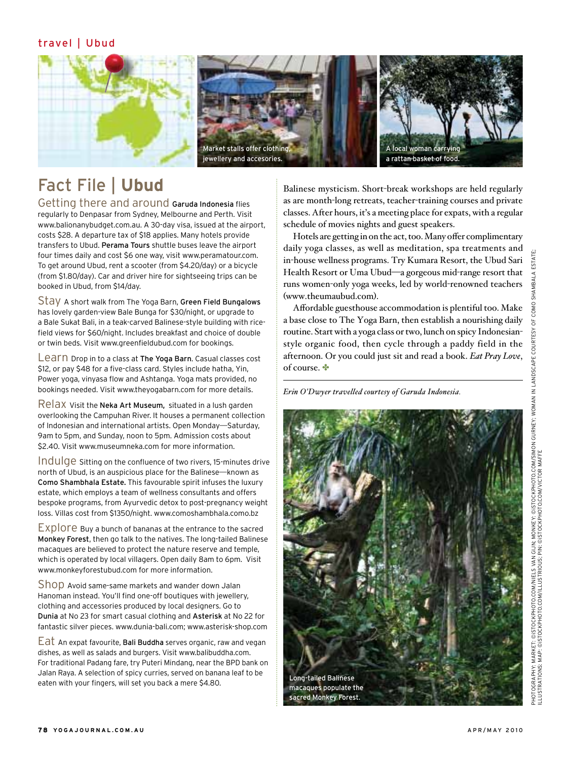Market stalls offer clothing, jewellery and accesories.

A local woman carrying a rattan basket of food.

# Fact File | **Ubud**

**Getting there and around** **Garuda Indonesia** flies regularly to Denpasar from Sydney, Melbourne and Perth. Visit www.balionanybudget.com.au. A 30-day visa, issued at the airport, costs $28. A departure tax of $18 applies. Many hotels provide transfers to Ubud. **Perama Tours** shuttle buses leave the airport four times daily and cost $6 one way, visit www.peramatour.com. To get around Ubud, rent a scooter (from $4.20/day) or a bicycle (from $1.80/day). Car and driver hire for sightseeing trips can be booked in Ubud, from $14/day.

**Stay** A short walk from The Yoga Barn, **Green Field Bungalows** has lovely garden-view Bale Bunga for $30/night, or upgrade to a Bale Sukat Bali, in a teak-carved Balinese-style building with rice-field views for $60/night. Includes breakfast and choice of double or twin beds. Visit www.greenfieldubud.com for bookings.

**Learn** Drop in to a class at **The Yoga Barn**. Casual classes cost $12, or pay $48 for a five-class card. Styles include hatha, Yin, Power yoga, vinyasa flow and Ashtanga. Yoga mats provided, no bookings needed. Visit www.theyogabarn.com for more details.

**Relax** Visit the **Neka Art Museum,** situated in a lush garden overlooking the Campuhan River. It houses a permanent collection of Indonesian and international artists. Open Monday—Saturday, 9am to 5pm, and Sunday, noon to 5pm. Admission costs about $2.40. Visit www.museumneka.com for more information.

**Indulge** Sitting on the confluence of two rivers, 15-minutes drive north of Ubud, is an auspicious place for the Balinese—known as **Como Shambhala Estate.** This favourable spirit infuses the luxury estate, which employs a team of wellness consultants and offers bespoke programs, from Ayurvedic detox to post-pregnancy weight loss. Villas cost from $1350/night. www.comoshambhala.como.bz

**Explore** Buy a bunch of bananas at the entrance to the sacred **Monkey Forest**, then go talk to the natives. The long-tailed Balinese macaques are believed to protect the nature reserve and temple, which is operated by local villagers. Open daily 8am to 6pm. Visit www.monkeyforestubud.com for more information.

**Shop** Avoid same-same markets and wander down Jalan Hanoman instead. You'll find one-off boutiques with jewellery, clothing and accessories produced by local designers. Go to **Dunia** at No 23 for smart casual clothing and **Asterisk** at No 22 for fantastic silver pieces. www.dunia-bali.com; www.asterisk-shop.com

**Eat** An expat favourite, **Bali Buddha** serves organic, raw and vegan dishes, as well as salads and burgers. Visit www.balibuddha.com. For traditional Padang fare, try Puteri Mindang, near the BPD bank on Jalan Raya. A selection of spicy curries, served on banana leaf to be eaten with your fingers, will set you back a mere $4.80.

Balinese mysticism. Short-break workshops are held regularly as are month-long retreats, teacher-training courses and private classes. After hours, it's a meeting place for expats, with a regular schedule of movies nights and guest speakers.

Hotels are getting in on the act, too. Many offer complimentary daily yoga classes, as well as meditation, spa treatments and in-house wellness programs. Try Kumara Resort, the Ubud Sari Health Resort or Uma Ubud—a gorgeous mid-range resort that runs women-only yoga weeks, led by world-renowned teachers (www.theumaubud.com).

Affordable guesthouse accommodation is plentiful too. Make a base close to The Yoga Barn, then establish a nourishing daily routine. Start with a yoga class or two, lunch on spicy Indonesian-style organic food, then cycle through a paddy field in the afternoon. Or you could just sit and read a book. *Eat Pray Love*, of course. ✤

*Erin O'Dwyer travelled courtesy of Garuda Indonesia.*

Long-tailed Balinese macaques populate the sacred Monkey Forest.

PHOTOGRAPHY: MARKET: ©ISTOCKPHOTO.COM/NIELS VAN GIJN; MONKEY: ©ISTOCKPHOTO.COM/SIMON GURNEY; WOMAN IN LANDSCAPE COURTESY OF COMO SHAMBALA ESTATE. ILLUSTRATIONS: MAP: ©ISTOCKPHOTO.COM/ILLUSTRIOUS; PIN: ©ISTOCKPHOTO.COM/VICTOR MAFFE